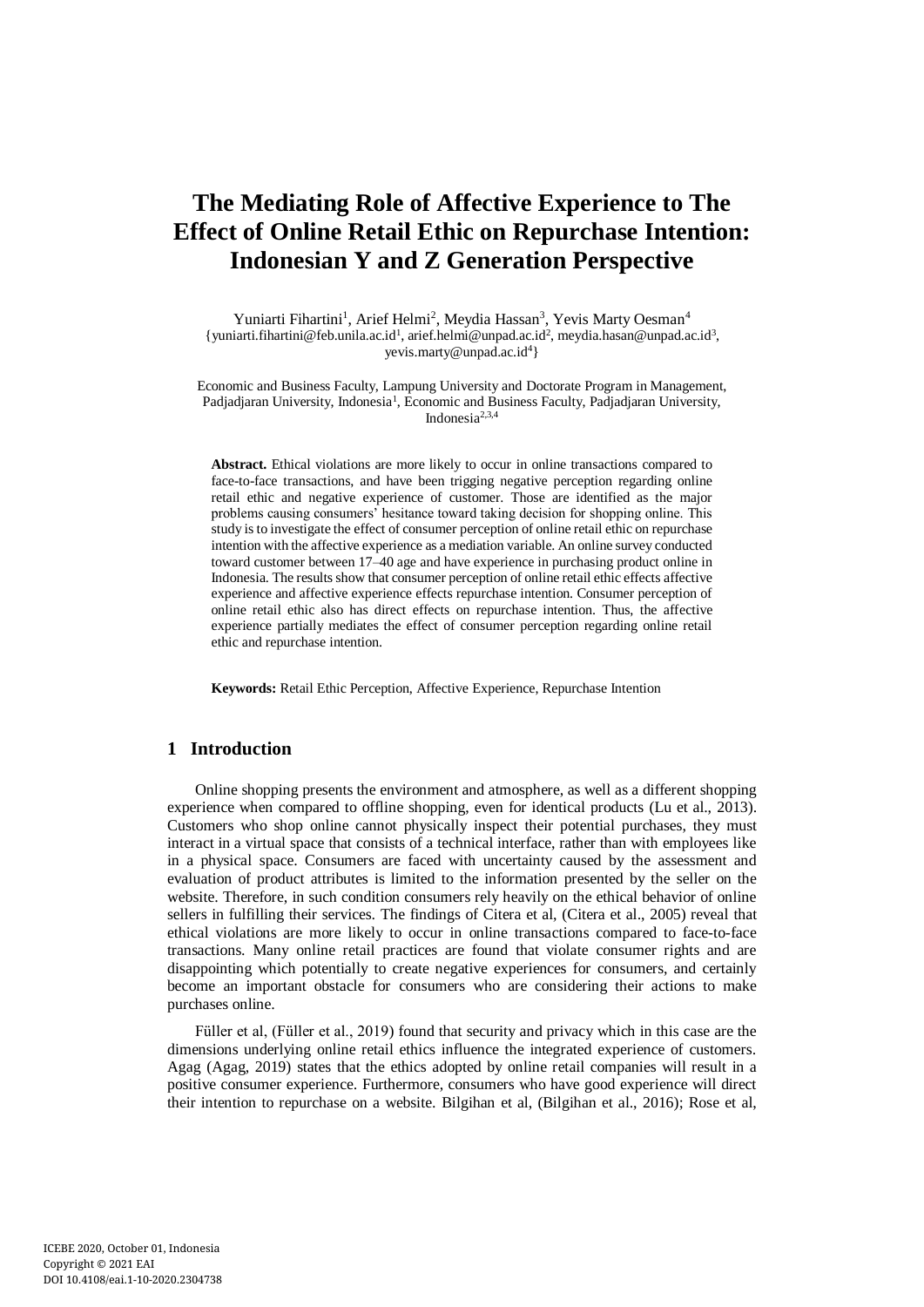# The Mediating Role of Affective Experience to The Effect of Online Retail Ethic on Repurchase Intention: Indonesian Y and Z Generation Perspective

Yuniarti Fihartini[1], Arief Helmi[2], Meydia Hassan[3], Yevis Marty Oesman[4]

{yuniarti.fihartini@feb.unila.ac.id[1], arief.helmi@unpad.ac.id[2], meydia.hasan@unpad.ac.id[3], yevis.marty@unpad.ac.id[4]}

Economic and Business Faculty, Lampung University and Doctorate Program in Management, Padjadjaran University, Indonesia[1], Economic and Business Faculty, Padjadjaran University, Indonesia[2,3,4]

**Abstract.** Ethical violations are more likely to occur in online transactions compared to face-to-face transactions, and have been trigging negative perception regarding online retail ethic and negative experience of customer. Those are identified as the major problems causing consumers' hesitance toward taking decision for shopping online. This study is to investigate the effect of consumer perception of online retail ethic on repurchase intention with the affective experience as a mediation variable. An online survey conducted toward customer between 17–40 age and have experience in purchasing product online in Indonesia. The results show that consumer perception of online retail ethic effects affective experience and affective experience effects repurchase intention. Consumer perception of online retail ethic also has direct effects on repurchase intention. Thus, the affective experience partially mediates the effect of consumer perception regarding online retail ethic and repurchase intention.

**Keywords:** Retail Ethic Perception, Affective Experience, Repurchase Intention

## 1 Introduction

Online shopping presents the environment and atmosphere, as well as a different shopping experience when compared to offline shopping, even for identical products (Lu et al., 2013). Customers who shop online cannot physically inspect their potential purchases, they must interact in a virtual space that consists of a technical interface, rather than with employees like in a physical space. Consumers are faced with uncertainty caused by the assessment and evaluation of product attributes is limited to the information presented by the seller on the website. Therefore, in such condition consumers rely heavily on the ethical behavior of online sellers in fulfilling their services. The findings of Citera et al, (Citera et al., 2005) reveal that ethical violations are more likely to occur in online transactions compared to face-to-face transactions. Many online retail practices are found that violate consumer rights and are disappointing which potentially to create negative experiences for consumers, and certainly become an important obstacle for consumers who are considering their actions to make purchases online.

Füller et al, (Füller et al., 2019) found that security and privacy which in this case are the dimensions underlying online retail ethics influence the integrated experience of customers. Agag (Agag, 2019) states that the ethics adopted by online retail companies will result in a positive consumer experience. Furthermore, consumers who have good experience will direct their intention to repurchase on a website. Bilgihan et al, (Bilgihan et al., 2016); Rose et al,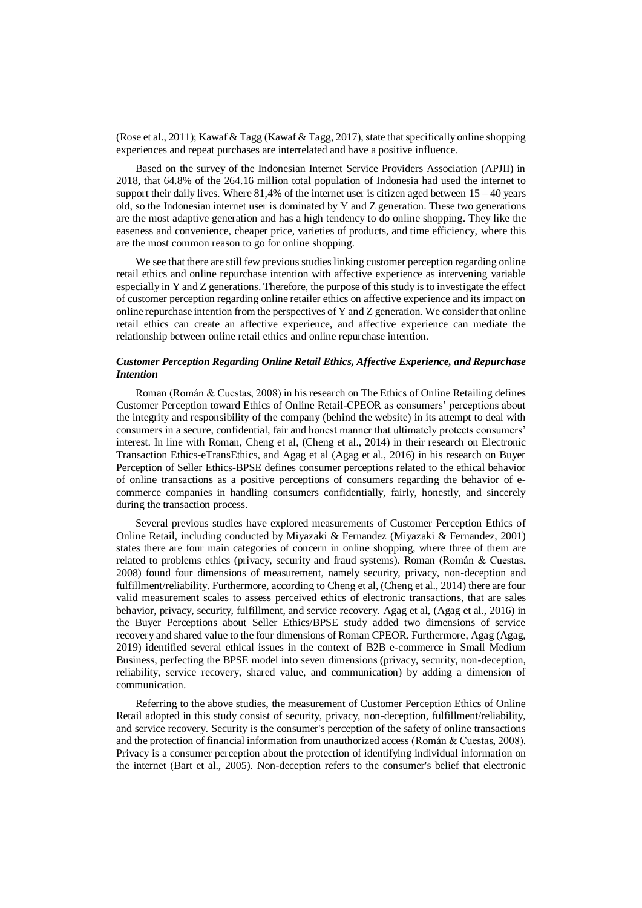(Rose et al., 2011); Kawaf & Tagg (Kawaf & Tagg, 2017), state that specifically online shopping experiences and repeat purchases are interrelated and have a positive influence.

Based on the survey of the Indonesian Internet Service Providers Association (APJII) in 2018, that 64.8% of the 264.16 million total population of Indonesia had used the internet to support their daily lives. Where 81,4% of the internet user is citizen aged between 15 – 40 years old, so the Indonesian internet user is dominated by Y and Z generation. These two generations are the most adaptive generation and has a high tendency to do online shopping. They like the easeness and convenience, cheaper price, varieties of products, and time efficiency, where this are the most common reason to go for online shopping.

We see that there are still few previous studies linking customer perception regarding online retail ethics and online repurchase intention with affective experience as intervening variable especially in Y and Z generations. Therefore, the purpose of this study is to investigate the effect of customer perception regarding online retailer ethics on affective experience and its impact on online repurchase intention from the perspectives of Y and Z generation. We consider that online retail ethics can create an affective experience, and affective experience can mediate the relationship between online retail ethics and online repurchase intention.

### *Customer Perception Regarding Online Retail Ethics, Affective Experience, and Repurchase Intention*

Roman (Román & Cuestas, 2008) in his research on The Ethics of Online Retailing defines Customer Perception toward Ethics of Online Retail-CPEOR as consumers' perceptions about the integrity and responsibility of the company (behind the website) in its attempt to deal with consumers in a secure, confidential, fair and honest manner that ultimately protects consumers' interest. In line with Roman, Cheng et al, (Cheng et al., 2014) in their research on Electronic Transaction Ethics-eTransEthics, and Agag et al (Agag et al., 2016) in his research on Buyer Perception of Seller Ethics-BPSE defines consumer perceptions related to the ethical behavior of online transactions as a positive perceptions of consumers regarding the behavior of e-commerce companies in handling consumers confidentially, fairly, honestly, and sincerely during the transaction process.

Several previous studies have explored measurements of Customer Perception Ethics of Online Retail, including conducted by Miyazaki & Fernandez (Miyazaki & Fernandez, 2001) states there are four main categories of concern in online shopping, where three of them are related to problems ethics (privacy, security and fraud systems). Roman (Román & Cuestas, 2008) found four dimensions of measurement, namely security, privacy, non-deception and fulfillment/reliability. Furthermore, according to Cheng et al, (Cheng et al., 2014) there are four valid measurement scales to assess perceived ethics of electronic transactions, that are sales behavior, privacy, security, fulfillment, and service recovery. Agag et al, (Agag et al., 2016) in the Buyer Perceptions about Seller Ethics/BPSE study added two dimensions of service recovery and shared value to the four dimensions of Roman CPEOR. Furthermore, Agag (Agag, 2019) identified several ethical issues in the context of B2B e-commerce in Small Medium Business, perfecting the BPSE model into seven dimensions (privacy, security, non-deception, reliability, service recovery, shared value, and communication) by adding a dimension of communication.

Referring to the above studies, the measurement of Customer Perception Ethics of Online Retail adopted in this study consist of security, privacy, non-deception, fulfillment/reliability, and service recovery. Security is the consumer's perception of the safety of online transactions and the protection of financial information from unauthorized access (Román & Cuestas, 2008). Privacy is a consumer perception about the protection of identifying individual information on the internet (Bart et al., 2005). Non-deception refers to the consumer's belief that electronic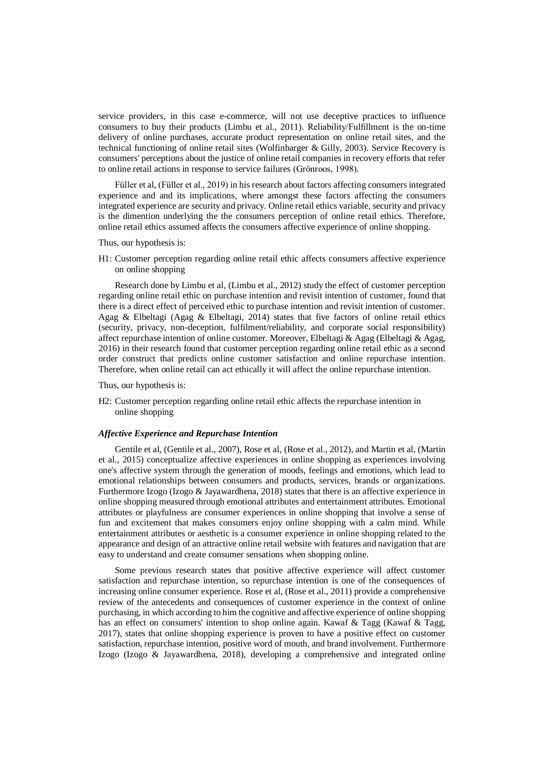service providers, in this case e-commerce, will not use deceptive practices to influence consumers to buy their products (Limbu et al., 2011). Reliability/Fulfillment is the on-time delivery of online purchases, accurate product representation on online retail sites, and the technical functioning of online retail sites (Wolfinbarger & Gilly, 2003). Service Recovery is consumers' perceptions about the justice of online retail companies in recovery efforts that refer to online retail actions in response to service failures (Grönroos, 1998).

Füller et al, (Füller et al., 2019) in his research about factors affecting consumers integrated experience and and its implications, where amongst these factors affecting the consumers integrated experience are security and privacy. Online retail ethics variable, security and privacy is the dimention underlying the the consumers perception of online retail ethics. Therefore, online retail ethics assumed affects the consumers affective experience of online shopping.

Thus, our hypothesis is:

H1: Customer perception regarding online retail ethic affects consumers affective experience on online shopping

Research done by Limbu et al, (Limbu et al., 2012) study the effect of customer perception regarding online retail ethic on purchase intention and revisit intention of customer, found that there is a direct effect of perceived ethic to purchase intention and revisit intention of customer. Agag & Elbeltagi (Agag & Elbeltagi, 2014) states that five factors of online retail ethics (security, privacy, non-deception, fulfilment/reliability, and corporate social responsibility) affect repurchase intention of online customer. Moreover, Elbeltagi & Agag (Elbeltagi & Agag, 2016) in their research found that customer perception regarding online retail ethic as a second order construct that predicts online customer satisfaction and online repurchase intention. Therefore, when online retail can act ethically it will affect the online repurchase intention.

Thus, our hypothesis is:

H2: Customer perception regarding online retail ethic affects the repurchase intention in online shopping

***Affective Experience and Repurchase Intention***

Gentile et al, (Gentile et al., 2007), Rose et al, (Rose et al., 2012), and Martin et al, (Martin et al., 2015) conceptualize affective experiences in online shopping as experiences involving one's affective system through the generation of moods, feelings and emotions, which lead to emotional relationships between consumers and products, services, brands or organizations. Furthermore Izogo (Izogo & Jayawardhena, 2018) states that there is an affective experience in online shopping measured through emotional attributes and entertainment attributes. Emotional attributes or playfulness are consumer experiences in online shopping that involve a sense of fun and excitement that makes consumers enjoy online shopping with a calm mind. While entertainment attributes or aesthetic is a consumer experience in online shopping related to the appearance and design of an attractive online retail website with features and navigation that are easy to understand and create consumer sensations when shopping online.

Some previous research states that positive affective experience will affect customer satisfaction and repurchase intention, so repurchase intention is one of the consequences of increasing online consumer experience. Rose et al, (Rose et al., 2011) provide a comprehensive review of the antecedents and consequences of customer experience in the context of online purchasing, in which according to him the cognitive and affective experience of online shopping has an effect on consumers' intention to shop online again. Kawaf & Tagg (Kawaf & Tagg, 2017), states that online shopping experience is proven to have a positive effect on customer satisfaction, repurchase intention, positive word of mouth, and brand involvement. Furthermore Izogo (Izogo & Jayawardhena, 2018), developing a comprehensive and integrated online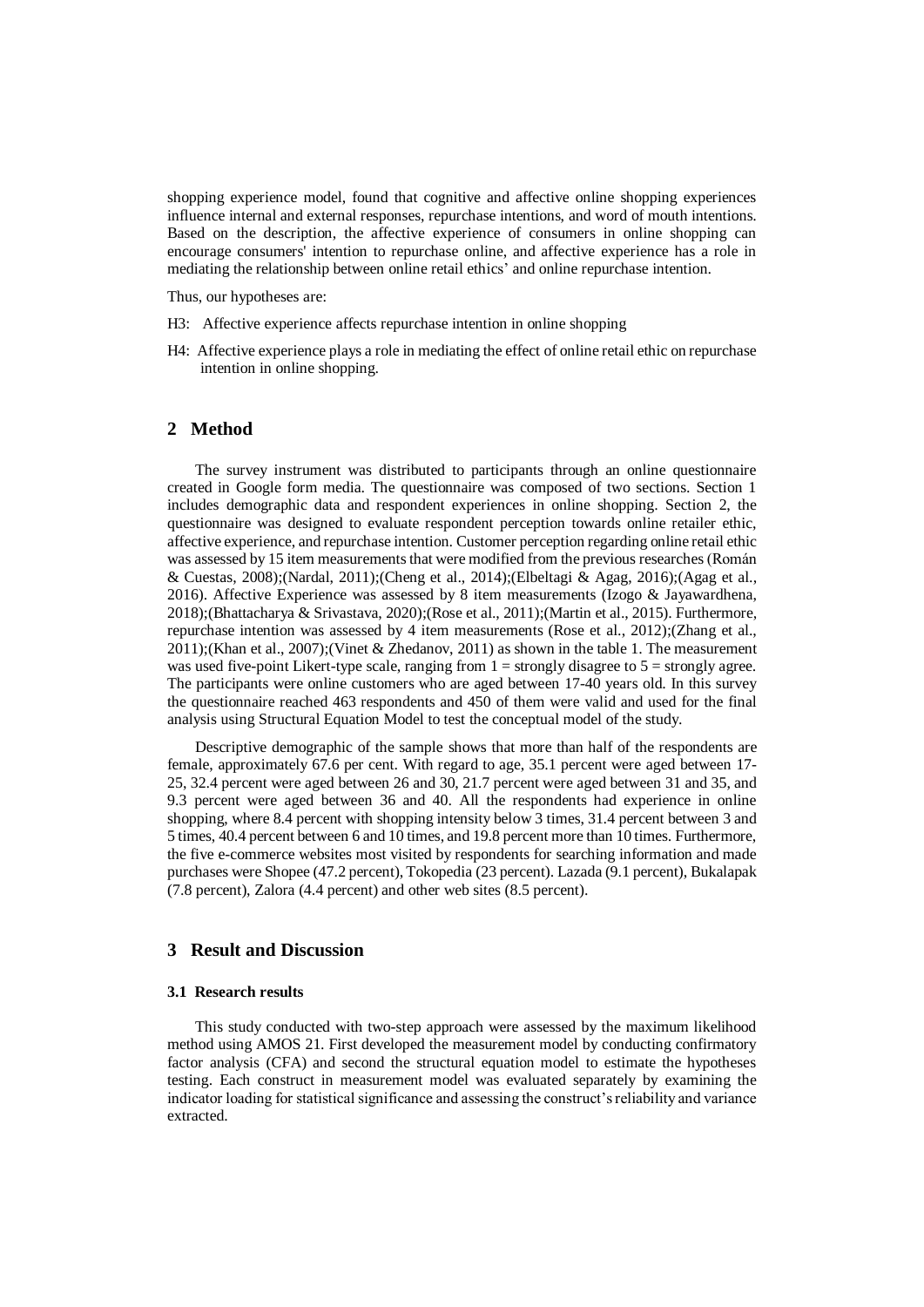shopping experience model, found that cognitive and affective online shopping experiences influence internal and external responses, repurchase intentions, and word of mouth intentions. Based on the description, the affective experience of consumers in online shopping can encourage consumers' intention to repurchase online, and affective experience has a role in mediating the relationship between online retail ethics' and online repurchase intention.

Thus, our hypotheses are:

H3: Affective experience affects repurchase intention in online shopping

H4: Affective experience plays a role in mediating the effect of online retail ethic on repurchase intention in online shopping.

## 2 Method

The survey instrument was distributed to participants through an online questionnaire created in Google form media. The questionnaire was composed of two sections. Section 1 includes demographic data and respondent experiences in online shopping. Section 2, the questionnaire was designed to evaluate respondent perception towards online retailer ethic, affective experience, and repurchase intention. Customer perception regarding online retail ethic was assessed by 15 item measurements that were modified from the previous researches (Román & Cuestas, 2008);(Nardal, 2011);(Cheng et al., 2014);(Elbeltagi & Agag, 2016);(Agag et al., 2016). Affective Experience was assessed by 8 item measurements (Izogo & Jayawardhena, 2018);(Bhattacharya & Srivastava, 2020);(Rose et al., 2011);(Martin et al., 2015). Furthermore, repurchase intention was assessed by 4 item measurements (Rose et al., 2012);(Zhang et al., 2011);(Khan et al., 2007);(Vinet & Zhedanov, 2011) as shown in the table 1. The measurement was used five-point Likert-type scale, ranging from 1 = strongly disagree to 5 = strongly agree. The participants were online customers who are aged between 17-40 years old. In this survey the questionnaire reached 463 respondents and 450 of them were valid and used for the final analysis using Structural Equation Model to test the conceptual model of the study.

Descriptive demographic of the sample shows that more than half of the respondents are female, approximately 67.6 per cent. With regard to age, 35.1 percent were aged between 17-25, 32.4 percent were aged between 26 and 30, 21.7 percent were aged between 31 and 35, and 9.3 percent were aged between 36 and 40. All the respondents had experience in online shopping, where 8.4 percent with shopping intensity below 3 times, 31.4 percent between 3 and 5 times, 40.4 percent between 6 and 10 times, and 19.8 percent more than 10 times. Furthermore, the five e-commerce websites most visited by respondents for searching information and made purchases were Shopee (47.2 percent), Tokopedia (23 percent). Lazada (9.1 percent), Bukalapak (7.8 percent), Zalora (4.4 percent) and other web sites (8.5 percent).

## 3 Result and Discussion

### 3.1 Research results

This study conducted with two-step approach were assessed by the maximum likelihood method using AMOS 21. First developed the measurement model by conducting confirmatory factor analysis (CFA) and second the structural equation model to estimate the hypotheses testing. Each construct in measurement model was evaluated separately by examining the indicator loading for statistical significance and assessing the construct's reliability and variance extracted.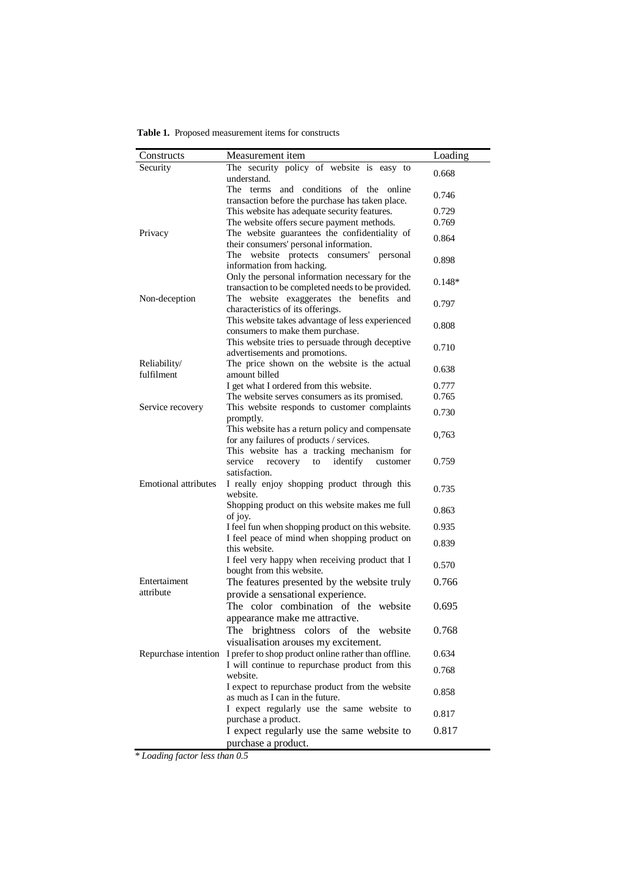**Table 1.** Proposed measurement items for constructs

| Constructs | Measurement item | Loading |
|---|---|---|
| Security | The security policy of website is easy to understand. | 0.668 |
| | The terms and conditions of the online transaction before the purchase has taken place. | 0.746 |
| | This website has adequate security features. | 0.729 |
| | The website offers secure payment methods. | 0.769 |
| Privacy | The website guarantees the confidentiality of their consumers' personal information. | 0.864 |
| | The website protects consumers' personal information from hacking. | 0.898 |
| | Only the personal information necessary for the transaction to be completed needs to be provided. | 0.148* |
| Non-deception | The website exaggerates the benefits and characteristics of its offerings. | 0.797 |
| | This website takes advantage of less experienced consumers to make them purchase. | 0.808 |
| | This website tries to persuade through deceptive advertisements and promotions. | 0.710 |
| Reliability/ fulfilment | The price shown on the website is the actual amount billed | 0.638 |
| | I get what I ordered from this website. | 0.777 |
| | The website serves consumers as its promised. | 0.765 |
| Service recovery | This website responds to customer complaints promptly. | 0.730 |
| | This website has a return policy and compensate for any failures of products / services. | 0,763 |
| | This website has a tracking mechanism for service recovery to identify customer satisfaction. | 0.759 |
| Emotional attributes | I really enjoy shopping product through this website. | 0.735 |
| | Shopping product on this website makes me full of joy. | 0.863 |
| | I feel fun when shopping product on this website. | 0.935 |
| | I feel peace of mind when shopping product on this website. | 0.839 |
| | I feel very happy when receiving product that I bought from this website. | 0.570 |
| Entertaiment attribute | The features presented by the website truly provide a sensational experience. | 0.766 |
| | The color combination of the website appearance make me attractive. | 0.695 |
| | The brightness colors of the website visualisation arouses my excitement. | 0.768 |
| Repurchase intention | I prefer to shop product online rather than offline. | 0.634 |
| | I will continue to repurchase product from this website. | 0.768 |
| | I expect to repurchase product from the website as much as I can in the future. | 0.858 |
| | I expect regularly use the same website to purchase a product. | 0.817 |
| | I expect regularly use the same website to purchase a product. | 0.817 |

*\* Loading factor less than 0.5*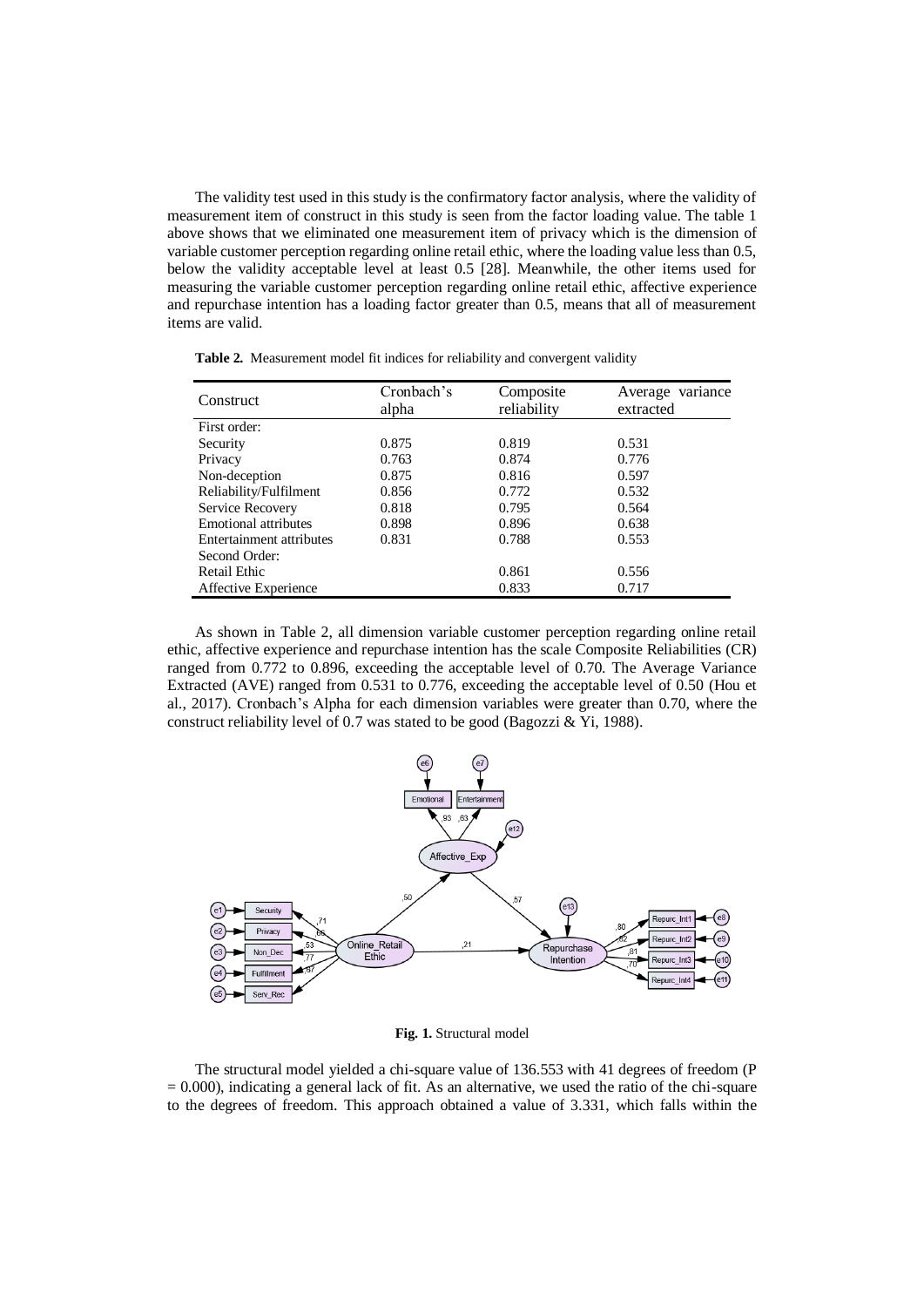The validity test used in this study is the confirmatory factor analysis, where the validity of measurement item of construct in this study is seen from the factor loading value. The table 1 above shows that we eliminated one measurement item of privacy which is the dimension of variable customer perception regarding online retail ethic, where the loading value less than 0.5, below the validity acceptable level at least 0.5 [28]. Meanwhile, the other items used for measuring the variable customer perception regarding online retail ethic, affective experience and repurchase intention has a loading factor greater than 0.5, means that all of measurement items are valid.

**Table 2.** Measurement model fit indices for reliability and convergent validity

| Construct | Cronbach's alpha | Composite reliability | Average variance extracted |
|---|---|---|---|
| First order: | | | |
| Security | 0.875 | 0.819 | 0.531 |
| Privacy | 0.763 | 0.874 | 0.776 |
| Non-deception | 0.875 | 0.816 | 0.597 |
| Reliability/Fulfilment | 0.856 | 0.772 | 0.532 |
| Service Recovery | 0.818 | 0.795 | 0.564 |
| Emotional attributes | 0.898 | 0.896 | 0.638 |
| Entertainment attributes | 0.831 | 0.788 | 0.553 |
| Second Order: | | | |
| Retail Ethic | | 0.861 | 0.556 |
| Affective Experience | | 0.833 | 0.717 |

As shown in Table 2, all dimension variable customer perception regarding online retail ethic, affective experience and repurchase intention has the scale Composite Reliabilities (CR) ranged from 0.772 to 0.896, exceeding the acceptable level of 0.70. The Average Variance Extracted (AVE) ranged from 0.531 to 0.776, exceeding the acceptable level of 0.50 (Hou et al., 2017). Cronbach's Alpha for each dimension variables were greater than 0.70, where the construct reliability level of 0.7 was stated to be good (Bagozzi & Yi, 1988).

**Fig. 1.** Structural model

The structural model yielded a chi-square value of 136.553 with 41 degrees of freedom (P = 0.000), indicating a general lack of fit. As an alternative, we used the ratio of the chi-square to the degrees of freedom. This approach obtained a value of 3.331, which falls within the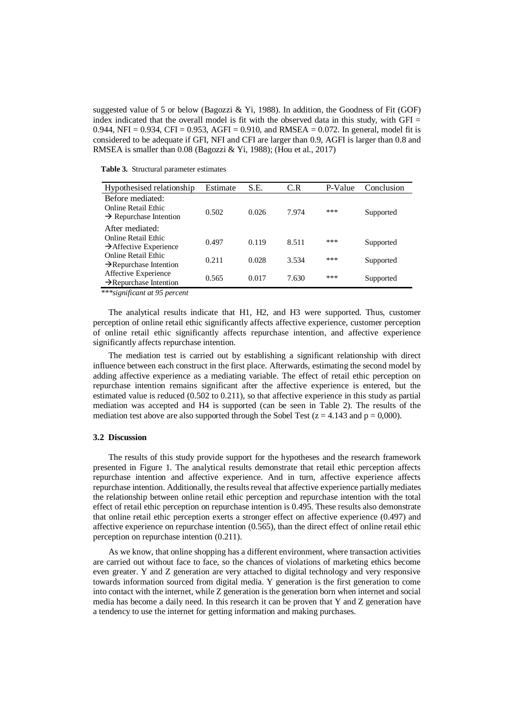suggested value of 5 or below (Bagozzi & Yi, 1988). In addition, the Goodness of Fit (GOF) index indicated that the overall model is fit with the observed data in this study, with GFI = 0.944, NFI = 0.934, CFI = 0.953, AGFI = 0.910, and RMSEA = 0.072. In general, model fit is considered to be adequate if GFI, NFI and CFI are larger than 0.9, AGFI is larger than 0.8 and RMSEA is smaller than 0.08 (Bagozzi & Yi, 1988); (Hou et al., 2017)

**Table 3.** Structural parameter estimates

| Hypothesised relationship | Estimate | S.E. | C.R | P-Value | Conclusion |
|---|---|---|---|---|---|
| Before mediated: | | | | | |
| Online Retail Ethic → Repurchase Intention | 0.502 | 0.026 | 7.974 | *** | Supported |
| After mediated: | | | | | |
| Online Retail Ethic →Affective Experience | 0.497 | 0.119 | 8.511 | *** | Supported |
| Online Retail Ethic →Repurchase Intention | 0.211 | 0.028 | 3.534 | *** | Supported |
| Affective Experience →Repurchase Intention | 0.565 | 0.017 | 7.630 | *** | Supported |

*\*\*\*significant at 95 percent*

The analytical results indicate that H1, H2, and H3 were supported. Thus, customer perception of online retail ethic significantly affects affective experience, customer perception of online retail ethic significantly affects repurchase intention, and affective experience significantly affects repurchase intention.

The mediation test is carried out by establishing a significant relationship with direct influence between each construct in the first place. Afterwards, estimating the second model by adding affective experience as a mediating variable. The effect of retail ethic perception on repurchase intention remains significant after the affective experience is entered, but the estimated value is reduced (0.502 to 0.211), so that affective experience in this study as partial mediation was accepted and H4 is supported (can be seen in Table 2). The results of the mediation test above are also supported through the Sobel Test ($z = 4.143$ and $p = 0{,}000$).

### 3.2 Discussion

The results of this study provide support for the hypotheses and the research framework presented in Figure 1. The analytical results demonstrate that retail ethic perception affects repurchase intention and affective experience. And in turn, affective experience affects repurchase intention. Additionally, the results reveal that affective experience partially mediates the relationship between online retail ethic perception and repurchase intention with the total effect of retail ethic perception on repurchase intention is 0.495. These results also demonstrate that online retail ethic perception exerts a stronger effect on affective experience (0.497) and affective experience on repurchase intention (0.565), than the direct effect of online retail ethic perception on repurchase intention (0.211).

As we know, that online shopping has a different environment, where transaction activities are carried out without face to face, so the chances of violations of marketing ethics become even greater. Y and Z generation are very attached to digital technology and very responsive towards information sourced from digital media. Y generation is the first generation to come into contact with the internet, while Z generation is the generation born when internet and social media has become a daily need. In this research it can be proven that Y and Z generation have a tendency to use the internet for getting information and making purchases.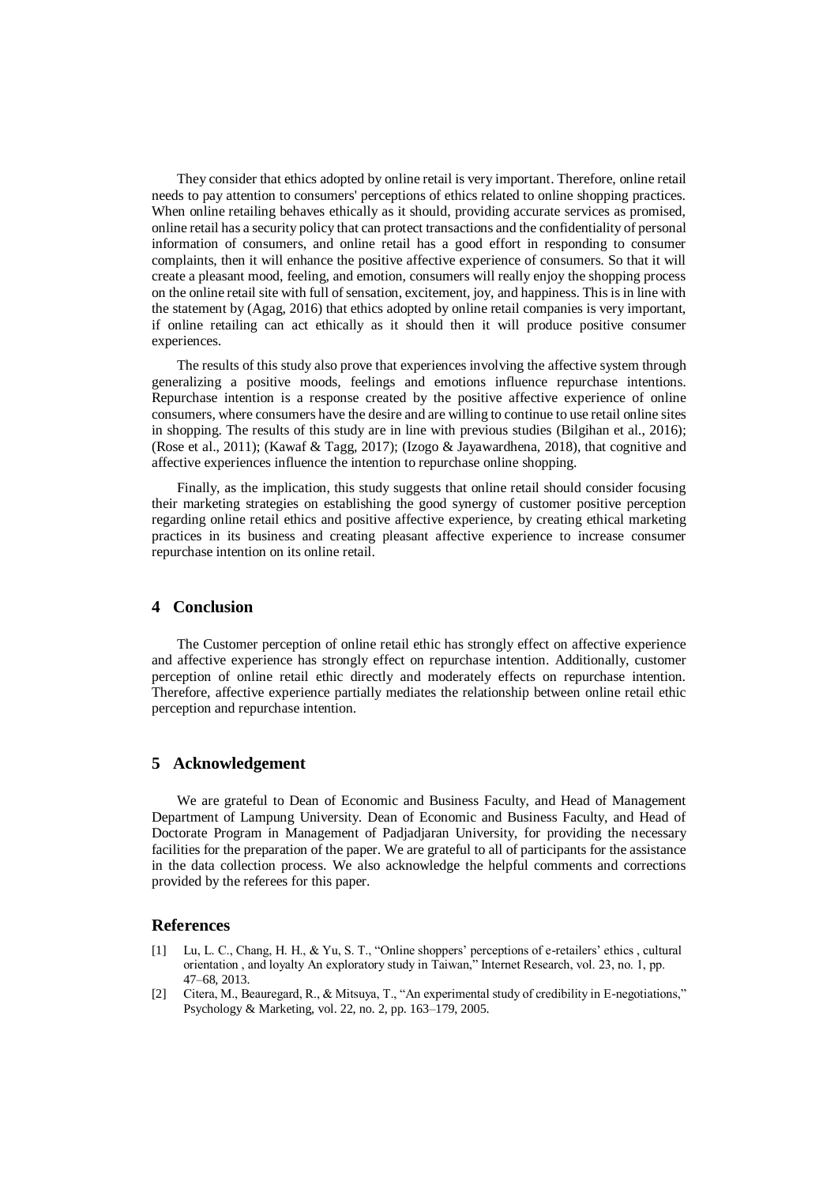They consider that ethics adopted by online retail is very important. Therefore, online retail needs to pay attention to consumers' perceptions of ethics related to online shopping practices. When online retailing behaves ethically as it should, providing accurate services as promised, online retail has a security policy that can protect transactions and the confidentiality of personal information of consumers, and online retail has a good effort in responding to consumer complaints, then it will enhance the positive affective experience of consumers. So that it will create a pleasant mood, feeling, and emotion, consumers will really enjoy the shopping process on the online retail site with full of sensation, excitement, joy, and happiness. This is in line with the statement by (Agag, 2016) that ethics adopted by online retail companies is very important, if online retailing can act ethically as it should then it will produce positive consumer experiences.

The results of this study also prove that experiences involving the affective system through generalizing a positive moods, feelings and emotions influence repurchase intentions. Repurchase intention is a response created by the positive affective experience of online consumers, where consumers have the desire and are willing to continue to use retail online sites in shopping. The results of this study are in line with previous studies (Bilgihan et al., 2016); (Rose et al., 2011); (Kawaf & Tagg, 2017); (Izogo & Jayawardhena, 2018), that cognitive and affective experiences influence the intention to repurchase online shopping.

Finally, as the implication, this study suggests that online retail should consider focusing their marketing strategies on establishing the good synergy of customer positive perception regarding online retail ethics and positive affective experience, by creating ethical marketing practices in its business and creating pleasant affective experience to increase consumer repurchase intention on its online retail.

## 4 Conclusion

The Customer perception of online retail ethic has strongly effect on affective experience and affective experience has strongly effect on repurchase intention. Additionally, customer perception of online retail ethic directly and moderately effects on repurchase intention. Therefore, affective experience partially mediates the relationship between online retail ethic perception and repurchase intention.

## 5 Acknowledgement

We are grateful to Dean of Economic and Business Faculty, and Head of Management Department of Lampung University. Dean of Economic and Business Faculty, and Head of Doctorate Program in Management of Padjadjaran University, for providing the necessary facilities for the preparation of the paper. We are grateful to all of participants for the assistance in the data collection process. We also acknowledge the helpful comments and corrections provided by the referees for this paper.

## References

[1] Lu, L. C., Chang, H. H., & Yu, S. T., "Online shoppers' perceptions of e-retailers' ethics , cultural orientation , and loyalty An exploratory study in Taiwan," Internet Research, vol. 23, no. 1, pp. 47–68, 2013.

[2] Citera, M., Beauregard, R., & Mitsuya, T., "An experimental study of credibility in E-negotiations," Psychology & Marketing, vol. 22, no. 2, pp. 163–179, 2005.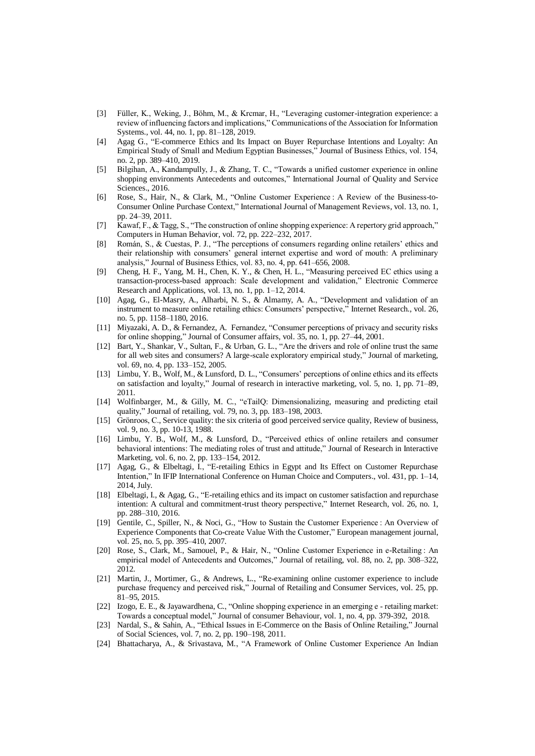[3] Füller, K., Weking, J., Böhm, M., & Krcmar, H., "Leveraging customer-integration experience: a review of influencing factors and implications," Communications of the Association for Information Systems., vol. 44, no. 1, pp. 81–128, 2019.

[4] Agag G., "E-commerce Ethics and Its Impact on Buyer Repurchase Intentions and Loyalty: An Empirical Study of Small and Medium Egyptian Businesses," Journal of Business Ethics, vol. 154, no. 2, pp. 389–410, 2019.

[5] Bilgihan, A., Kandampully, J., & Zhang, T. C., "Towards a unified customer experience in online shopping environments Antecedents and outcomes," International Journal of Quality and Service Sciences., 2016.

[6] Rose, S., Hair, N., & Clark, M., "Online Customer Experience : A Review of the Business-to-Consumer Online Purchase Context," International Journal of Management Reviews, vol. 13, no. 1, pp. 24–39, 2011.

[7] Kawaf, F., & Tagg, S., "The construction of online shopping experience: A repertory grid approach," Computers in Human Behavior, vol. 72, pp. 222–232, 2017.

[8] Román, S., & Cuestas, P. J., "The perceptions of consumers regarding online retailers' ethics and their relationship with consumers' general internet expertise and word of mouth: A preliminary analysis," Journal of Business Ethics, vol. 83, no. 4, pp. 641–656, 2008.

[9] Cheng, H. F., Yang, M. H., Chen, K. Y., & Chen, H. L., "Measuring perceived EC ethics using a transaction-process-based approach: Scale development and validation," Electronic Commerce Research and Applications, vol. 13, no. 1, pp. 1–12, 2014.

[10] Agag, G., El-Masry, A., Alharbi, N. S., & Almamy, A. A., "Development and validation of an instrument to measure online retailing ethics: Consumers' perspective," Internet Research., vol. 26, no. 5, pp. 1158–1180, 2016.

[11] Miyazaki, A. D., & Fernandez, A. Fernandez, "Consumer perceptions of privacy and security risks for online shopping," Journal of Consumer affairs, vol. 35, no. 1, pp. 27–44, 2001.

[12] Bart, Y., Shankar, V., Sultan, F., & Urban, G. L., "Are the drivers and role of online trust the same for all web sites and consumers? A large-scale exploratory empirical study," Journal of marketing, vol. 69, no. 4, pp. 133–152, 2005.

[13] Limbu, Y. B., Wolf, M., & Lunsford, D. L., "Consumers' perceptions of online ethics and its effects on satisfaction and loyalty," Journal of research in interactive marketing, vol. 5, no. 1, pp. 71–89, 2011.

[14] Wolfinbarger, M., & Gilly, M. C., "eTailQ: Dimensionalizing, measuring and predicting etail quality," Journal of retailing, vol. 79, no. 3, pp. 183–198, 2003.

[15] Grönroos, C., Service quality: the six criteria of good perceived service quality, Review of business, vol. 9, no. 3, pp. 10-13, 1988.

[16] Limbu, Y. B., Wolf, M., & Lunsford, D., "Perceived ethics of online retailers and consumer behavioral intentions: The mediating roles of trust and attitude," Journal of Research in Interactive Marketing, vol. 6, no. 2, pp. 133–154, 2012.

[17] Agag, G., & Elbeltagi, I., "E-retailing Ethics in Egypt and Its Effect on Customer Repurchase Intention," In IFIP International Conference on Human Choice and Computers., vol. 431, pp. 1–14, 2014, July.

[18] Elbeltagi, I., & Agag, G., "E-retailing ethics and its impact on customer satisfaction and repurchase intention: A cultural and commitment-trust theory perspective," Internet Research, vol. 26, no. 1, pp. 288–310, 2016.

[19] Gentile, C., Spiller, N., & Noci, G., "How to Sustain the Customer Experience : An Overview of Experience Components that Co-create Value With the Customer," European management journal, vol. 25, no. 5, pp. 395–410, 2007.

[20] Rose, S., Clark, M., Samouel, P., & Hair, N., "Online Customer Experience in e-Retailing : An empirical model of Antecedents and Outcomes," Journal of retailing, vol. 88, no. 2, pp. 308–322, 2012.

[21] Martin, J., Mortimer, G., & Andrews, L., "Re-examining online customer experience to include purchase frequency and perceived risk," Journal of Retailing and Consumer Services, vol. 25, pp. 81–95, 2015.

[22] Izogo, E. E., & Jayawardhena, C., "Online shopping experience in an emerging e - retailing market: Towards a conceptual model," Journal of consumer Behaviour, vol. 1, no. 4, pp. 379-392, 2018.

[23] Nardal, S., & Sahin, A., "Ethical Issues in E-Commerce on the Basis of Online Retailing," Journal of Social Sciences, vol. 7, no. 2, pp. 190–198, 2011.

[24] Bhattacharya, A., & Srivastava, M., "A Framework of Online Customer Experience An Indian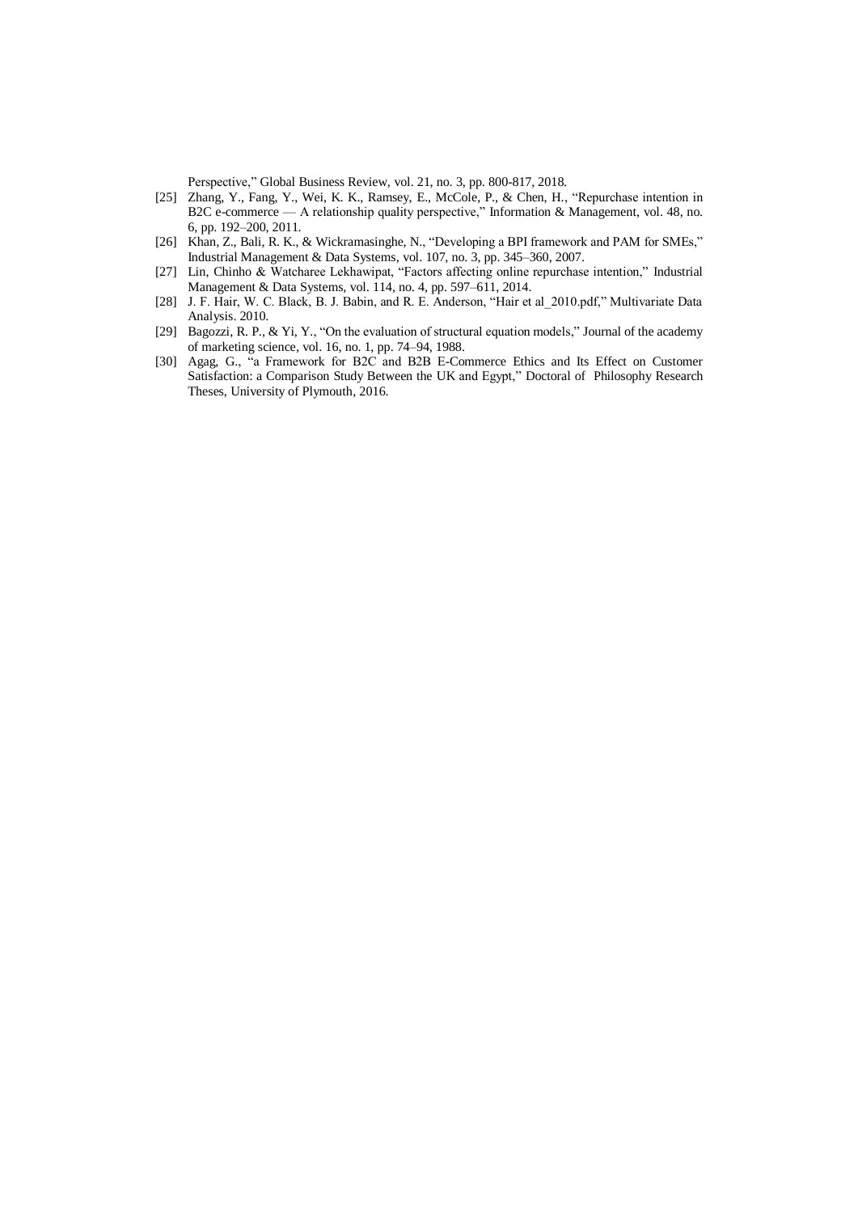Perspective," Global Business Review, vol. 21, no. 3, pp. 800-817, 2018.

[25] Zhang, Y., Fang, Y., Wei, K. K., Ramsey, E., McCole, P., & Chen, H., "Repurchase intention in B2C e-commerce — A relationship quality perspective," Information & Management, vol. 48, no. 6, pp. 192–200, 2011.

[26] Khan, Z., Bali, R. K., & Wickramasinghe, N., "Developing a BPI framework and PAM for SMEs," Industrial Management & Data Systems, vol. 107, no. 3, pp. 345–360, 2007.

[27] Lin, Chinho & Watcharee Lekhawipat, "Factors affecting online repurchase intention," Industrial Management & Data Systems, vol. 114, no. 4, pp. 597–611, 2014.

[28] J. F. Hair, W. C. Black, B. J. Babin, and R. E. Anderson, "Hair et al_2010.pdf," Multivariate Data Analysis. 2010.

[29] Bagozzi, R. P., & Yi, Y., "On the evaluation of structural equation models," Journal of the academy of marketing science, vol. 16, no. 1, pp. 74–94, 1988.

[30] Agag, G., "a Framework for B2C and B2B E-Commerce Ethics and Its Effect on Customer Satisfaction: a Comparison Study Between the UK and Egypt," Doctoral of Philosophy Research Theses, University of Plymouth, 2016.